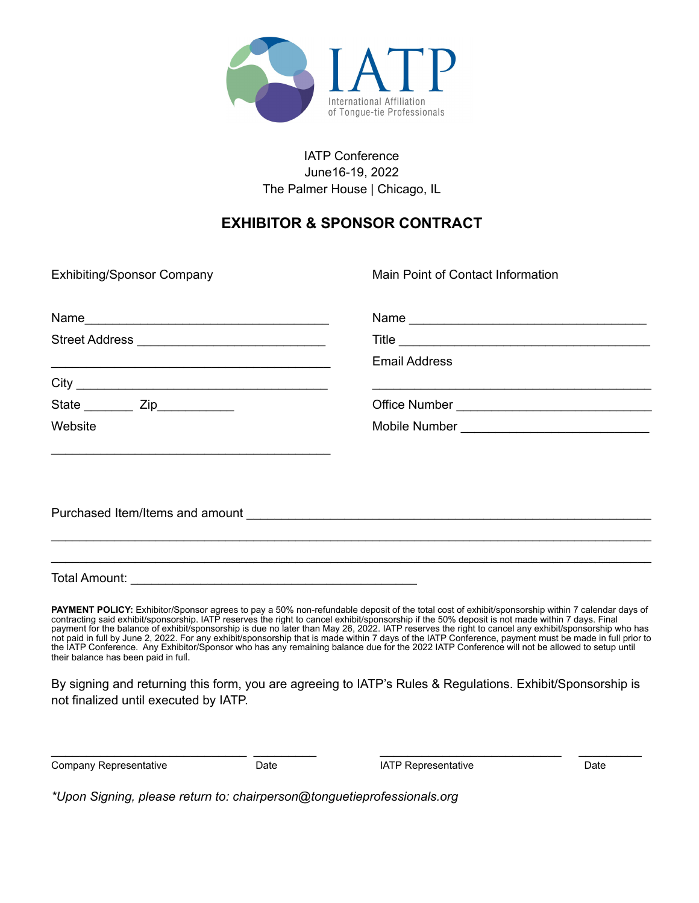IATP

International Affiliation of Tongue-tie Professionals

IATP Conference
June16-19, 2022
The Palmer House | Chicago, IL

## EXHIBITOR & SPONSOR CONTRACT

Exhibiting/Sponsor Company

Name___________________________________

Street Address ___________________________

_______________________________________

City ____________________________________

State _______ Zip___________

Website

_______________________________________

Main Point of Contact Information

Name ___________________________________

Title _____________________________________

Email Address

_______________________________________

Office Number ____________________________

Mobile Number ___________________________

Purchased Item/Items and amount ___________________________________________________________

_______________________________________________________________________________

_______________________________________________________________________________

Total Amount: ____________________________________________

**PAYMENT POLICY:** Exhibitor/Sponsor agrees to pay a 50% non-refundable deposit of the total cost of exhibit/sponsorship within 7 calendar days of contracting said exhibit/sponsorship. IATP reserves the right to cancel exhibit/sponsorship if the 50% deposit is not made within 7 days. Final payment for the balance of exhibit/sponsorship is due no later than May 26, 2022. IATP reserves the right to cancel any exhibit/sponsorship who has not paid in full by June 2, 2022. For any exhibit/sponsorship that is made within 7 days of the IATP Conference, payment must be made in full prior to the IATP Conference. Any Exhibitor/Sponsor who has any remaining balance due for the 2022 IATP Conference will not be allowed to setup until their balance has been paid in full.

By signing and returning this form, you are agreeing to IATP's Rules & Regulations. Exhibit/Sponsorship is not finalized until executed by IATP.

_____________________________ __________ _____________________________ __________
Company Representative Date IATP Representative Date

*\*Upon Signing, please return to: chairperson@tonguetieprofessionals.org*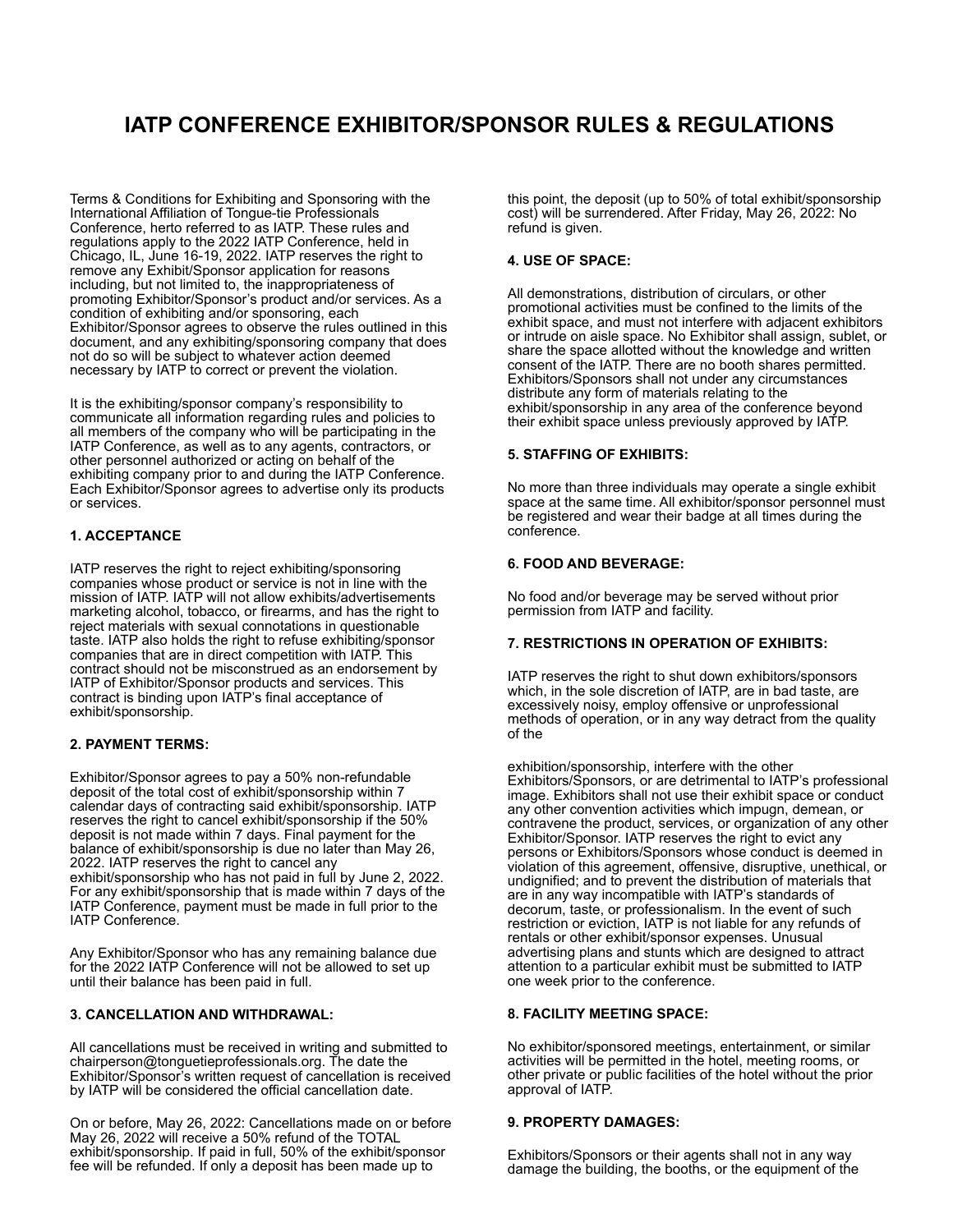# IATP CONFERENCE EXHIBITOR/SPONSOR RULES & REGULATIONS

Terms & Conditions for Exhibiting and Sponsoring with the International Affiliation of Tongue-tie Professionals Conference, herto referred to as IATP. These rules and regulations apply to the 2022 IATP Conference, held in Chicago, IL, June 16-19, 2022. IATP reserves the right to remove any Exhibit/Sponsor application for reasons including, but not limited to, the inappropriateness of promoting Exhibitor/Sponsor's product and/or services. As a condition of exhibiting and/or sponsoring, each Exhibitor/Sponsor agrees to observe the rules outlined in this document, and any exhibiting/sponsoring company that does not do so will be subject to whatever action deemed necessary by IATP to correct or prevent the violation.

It is the exhibiting/sponsor company's responsibility to communicate all information regarding rules and policies to all members of the company who will be participating in the IATP Conference, as well as to any agents, contractors, or other personnel authorized or acting on behalf of the exhibiting company prior to and during the IATP Conference. Each Exhibitor/Sponsor agrees to advertise only its products or services.

#### 1. ACCEPTANCE

IATP reserves the right to reject exhibiting/sponsoring companies whose product or service is not in line with the mission of IATP. IATP will not allow exhibits/advertisements marketing alcohol, tobacco, or firearms, and has the right to reject materials with sexual connotations in questionable taste. IATP also holds the right to refuse exhibiting/sponsor companies that are in direct competition with IATP. This contract should not be misconstrued as an endorsement by IATP of Exhibitor/Sponsor products and services. This contract is binding upon IATP's final acceptance of exhibit/sponsorship.

#### 2. PAYMENT TERMS:

Exhibitor/Sponsor agrees to pay a 50% non-refundable deposit of the total cost of exhibit/sponsorship within 7 calendar days of contracting said exhibit/sponsorship. IATP reserves the right to cancel exhibit/sponsorship if the 50% deposit is not made within 7 days. Final payment for the balance of exhibit/sponsorship is due no later than May 26, 2022. IATP reserves the right to cancel any exhibit/sponsorship who has not paid in full by June 2, 2022. For any exhibit/sponsorship that is made within 7 days of the IATP Conference, payment must be made in full prior to the IATP Conference.

Any Exhibitor/Sponsor who has any remaining balance due for the 2022 IATP Conference will not be allowed to set up until their balance has been paid in full.

#### 3. CANCELLATION AND WITHDRAWAL:

All cancellations must be received in writing and submitted to chairperson@tonguetieprofessionals.org. The date the Exhibitor/Sponsor's written request of cancellation is received by IATP will be considered the official cancellation date.

On or before, May 26, 2022: Cancellations made on or before May 26, 2022 will receive a 50% refund of the TOTAL exhibit/sponsorship. If paid in full, 50% of the exhibit/sponsor fee will be refunded. If only a deposit has been made up to this point, the deposit (up to 50% of total exhibit/sponsorship cost) will be surrendered. After Friday, May 26, 2022: No refund is given.

#### 4. USE OF SPACE:

All demonstrations, distribution of circulars, or other promotional activities must be confined to the limits of the exhibit space, and must not interfere with adjacent exhibitors or intrude on aisle space. No Exhibitor shall assign, sublet, or share the space allotted without the knowledge and written consent of the IATP. There are no booth shares permitted. Exhibitors/Sponsors shall not under any circumstances distribute any form of materials relating to the exhibit/sponsorship in any area of the conference beyond their exhibit space unless previously approved by IATP.

#### 5. STAFFING OF EXHIBITS:

No more than three individuals may operate a single exhibit space at the same time. All exhibitor/sponsor personnel must be registered and wear their badge at all times during the conference.

#### 6. FOOD AND BEVERAGE:

No food and/or beverage may be served without prior permission from IATP and facility.

#### 7. RESTRICTIONS IN OPERATION OF EXHIBITS:

IATP reserves the right to shut down exhibitors/sponsors which, in the sole discretion of IATP, are in bad taste, are excessively noisy, employ offensive or unprofessional methods of operation, or in any way detract from the quality of the exhibition/sponsorship, interfere with the other Exhibitors/Sponsors, or are detrimental to IATP's professional image. Exhibitors shall not use their exhibit space or conduct any other convention activities which impugn, demean, or contravene the product, services, or organization of any other Exhibitor/Sponsor. IATP reserves the right to evict any persons or Exhibitors/Sponsors whose conduct is deemed in violation of this agreement, offensive, disruptive, unethical, or undignified; and to prevent the distribution of materials that are in any way incompatible with IATP's standards of decorum, taste, or professionalism. In the event of such restriction or eviction, IATP is not liable for any refunds of rentals or other exhibit/sponsor expenses. Unusual advertising plans and stunts which are designed to attract attention to a particular exhibit must be submitted to IATP one week prior to the conference.

#### 8. FACILITY MEETING SPACE:

No exhibitor/sponsored meetings, entertainment, or similar activities will be permitted in the hotel, meeting rooms, or other private or public facilities of the hotel without the prior approval of IATP.

#### 9. PROPERTY DAMAGES:

Exhibitors/Sponsors or their agents shall not in any way damage the building, the booths, or the equipment of the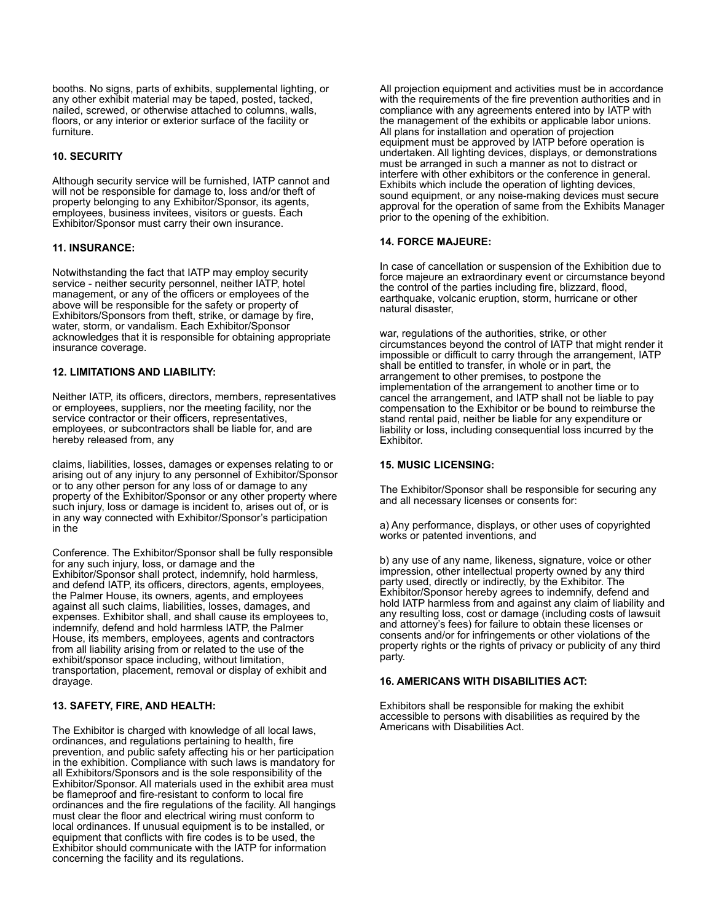booths. No signs, parts of exhibits, supplemental lighting, or any other exhibit material may be taped, posted, tacked, nailed, screwed, or otherwise attached to columns, walls, floors, or any interior or exterior surface of the facility or furniture.

**10. SECURITY**

Although security service will be furnished, IATP cannot and will not be responsible for damage to, loss and/or theft of property belonging to any Exhibitor/Sponsor, its agents, employees, business invitees, visitors or guests. Each Exhibitor/Sponsor must carry their own insurance.

**11. INSURANCE:**

Notwithstanding the fact that IATP may employ security service - neither security personnel, neither IATP, hotel management, or any of the officers or employees of the above will be responsible for the safety or property of Exhibitors/Sponsors from theft, strike, or damage by fire, water, storm, or vandalism. Each Exhibitor/Sponsor acknowledges that it is responsible for obtaining appropriate insurance coverage.

**12. LIMITATIONS AND LIABILITY:**

Neither IATP, its officers, directors, members, representatives or employees, suppliers, nor the meeting facility, nor the service contractor or their officers, representatives, employees, or subcontractors shall be liable for, and are hereby released from, any

claims, liabilities, losses, damages or expenses relating to or arising out of any injury to any personnel of Exhibitor/Sponsor or to any other person for any loss of or damage to any property of the Exhibitor/Sponsor or any other property where such injury, loss or damage is incident to, arises out of, or is in any way connected with Exhibitor/Sponsor's participation in the

Conference. The Exhibitor/Sponsor shall be fully responsible for any such injury, loss, or damage and the Exhibitor/Sponsor shall protect, indemnify, hold harmless, and defend IATP, its officers, directors, agents, employees, the Palmer House, its owners, agents, and employees against all such claims, liabilities, losses, damages, and expenses. Exhibitor shall, and shall cause its employees to, indemnify, defend and hold harmless IATP, the Palmer House, its members, employees, agents and contractors from all liability arising from or related to the use of the exhibit/sponsor space including, without limitation, transportation, placement, removal or display of exhibit and drayage.

**13. SAFETY, FIRE, AND HEALTH:**

The Exhibitor is charged with knowledge of all local laws, ordinances, and regulations pertaining to health, fire prevention, and public safety affecting his or her participation in the exhibition. Compliance with such laws is mandatory for all Exhibitors/Sponsors and is the sole responsibility of the Exhibitor/Sponsor. All materials used in the exhibit area must be flameproof and fire-resistant to conform to local fire ordinances and the fire regulations of the facility. All hangings must clear the floor and electrical wiring must conform to local ordinances. If unusual equipment is to be installed, or equipment that conflicts with fire codes is to be used, the Exhibitor should communicate with the IATP for information concerning the facility and its regulations.

All projection equipment and activities must be in accordance with the requirements of the fire prevention authorities and in compliance with any agreements entered into by IATP with the management of the exhibits or applicable labor unions. All plans for installation and operation of projection equipment must be approved by IATP before operation is undertaken. All lighting devices, displays, or demonstrations must be arranged in such a manner as not to distract or interfere with other exhibitors or the conference in general. Exhibits which include the operation of lighting devices, sound equipment, or any noise-making devices must secure approval for the operation of same from the Exhibits Manager prior to the opening of the exhibition.

**14. FORCE MAJEURE:**

In case of cancellation or suspension of the Exhibition due to force majeure an extraordinary event or circumstance beyond the control of the parties including fire, blizzard, flood, earthquake, volcanic eruption, storm, hurricane or other natural disaster,

war, regulations of the authorities, strike, or other circumstances beyond the control of IATP that might render it impossible or difficult to carry through the arrangement, IATP shall be entitled to transfer, in whole or in part, the arrangement to other premises, to postpone the implementation of the arrangement to another time or to cancel the arrangement, and IATP shall not be liable to pay compensation to the Exhibitor or be bound to reimburse the stand rental paid, neither be liable for any expenditure or liability or loss, including consequential loss incurred by the Exhibitor.

**15. MUSIC LICENSING:**

The Exhibitor/Sponsor shall be responsible for securing any and all necessary licenses or consents for:

a) Any performance, displays, or other uses of copyrighted works or patented inventions, and

b) any use of any name, likeness, signature, voice or other impression, other intellectual property owned by any third party used, directly or indirectly, by the Exhibitor. The Exhibitor/Sponsor hereby agrees to indemnify, defend and hold IATP harmless from and against any claim of liability and any resulting loss, cost or damage (including costs of lawsuit and attorney's fees) for failure to obtain these licenses or consents and/or for infringements or other violations of the property rights or the rights of privacy or publicity of any third party.

**16. AMERICANS WITH DISABILITIES ACT:**

Exhibitors shall be responsible for making the exhibit accessible to persons with disabilities as required by the Americans with Disabilities Act.